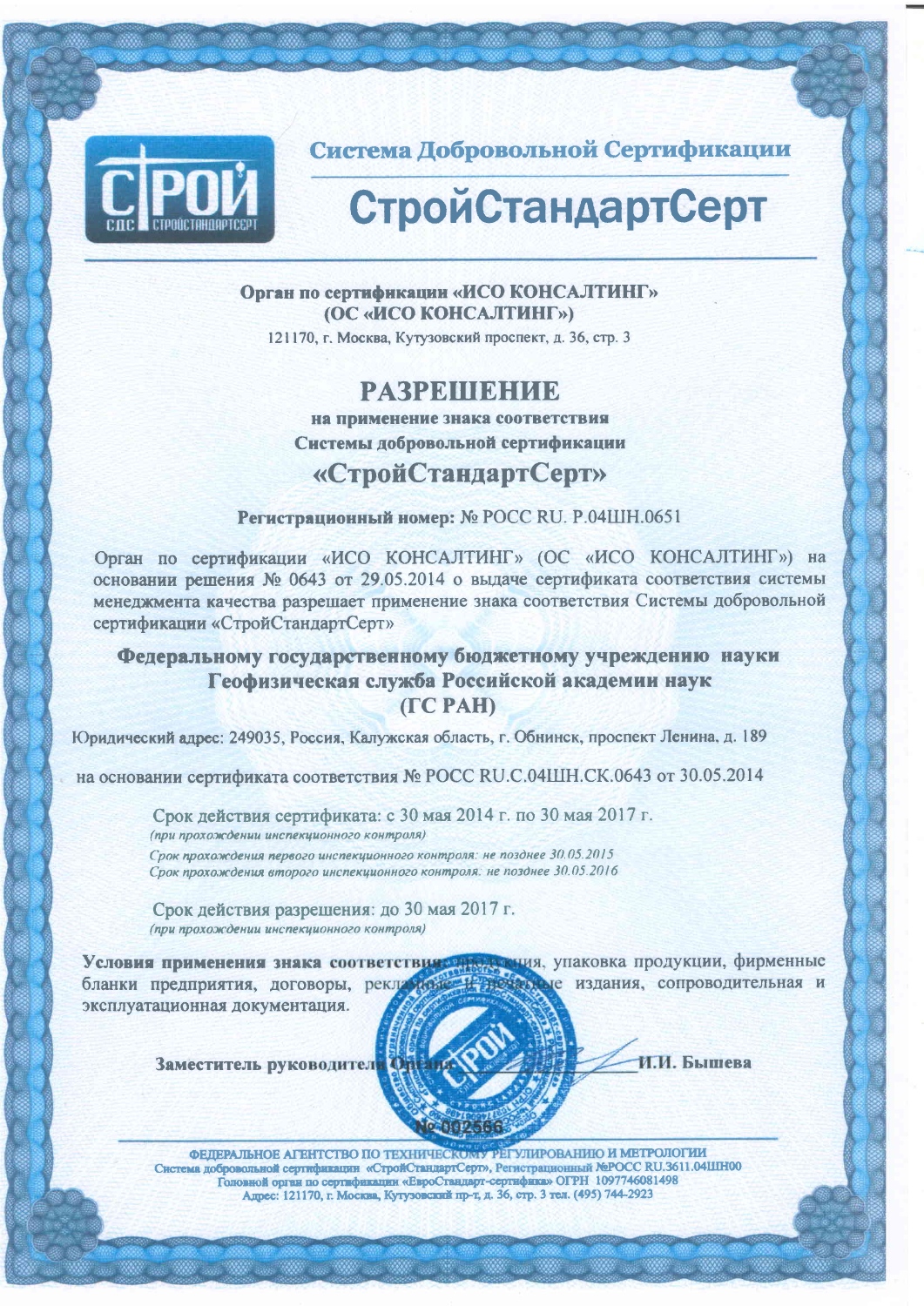СДС СТРОЙСТАНДАРТСЕРТ

## Система Добровольной Сертификации

# СтройСтандартСерт

**Орган по сертификации «ИСО КОНСАЛТИНГ»**
**(ОС «ИСО КОНСАЛТИНГ»)**
121170, г. Москва, Кутузовский проспект, д. 36, стр. 3

# РАЗРЕШЕНИЕ

**на применение знака соответствия**
**Системы добровольной сертификации**

## «СтройСтандартСерт»

**Регистрационный номер:** № РОСС RU. Р.04ШН.0651

Орган по сертификации «ИСО КОНСАЛТИНГ» (ОС «ИСО КОНСАЛТИНГ») на основании решения № 0643 от 29.05.2014 о выдаче сертификата соответствия системы менеджмента качества разрешает применение знака соответствия Системы добровольной сертификации «СтройСтандартСерт»

**Федеральному государственному бюджетному учреждению науки Геофизическая служба Российской академии наук (ГС РАН)**

Юридический адрес: 249035, Россия, Калужская область, г. Обнинск, проспект Ленина, д. 189

на основании сертификата соответствия № РОСС RU.С.04ШН.СК.0643 от 30.05.2014

Срок действия сертификата: с 30 мая 2014 г. по 30 мая 2017 г.
*(при прохождении инспекционного контроля)*
*Срок прохождения первого инспекционного контроля: не позднее 30.05.2015*
*Срок прохождения второго инспекционного контроля: не позднее 30.05.2016*

Срок действия разрешения: до 30 мая 2017 г.
*(при прохождении инспекционного контроля)*

**Условия применения знака соответствия:** продукция, упаковка продукции, фирменные бланки предприятия, договоры, рекламные и печатные издания, сопроводительная и эксплуатационная документация.

**Заместитель руководителя Органа** _______________ **И.И. Бышева**

№ 002566

ФЕДЕРАЛЬНОЕ АГЕНТСТВО ПО ТЕХНИЧЕСКОМУ РЕГУЛИРОВАНИЮ И МЕТРОЛОГИИ
Система добровольной сертификации «СтройСтандартСерт», Регистрационный №РОСС RU.3611.04ШН00
Головной орган по сертификации «ЕвроСтандарт-сертифика» ОГРН 1097746081498
Адрес: 121170, г. Москва, Кутузовский пр-т, д. 36, стр. 3 тел. (495) 744-2923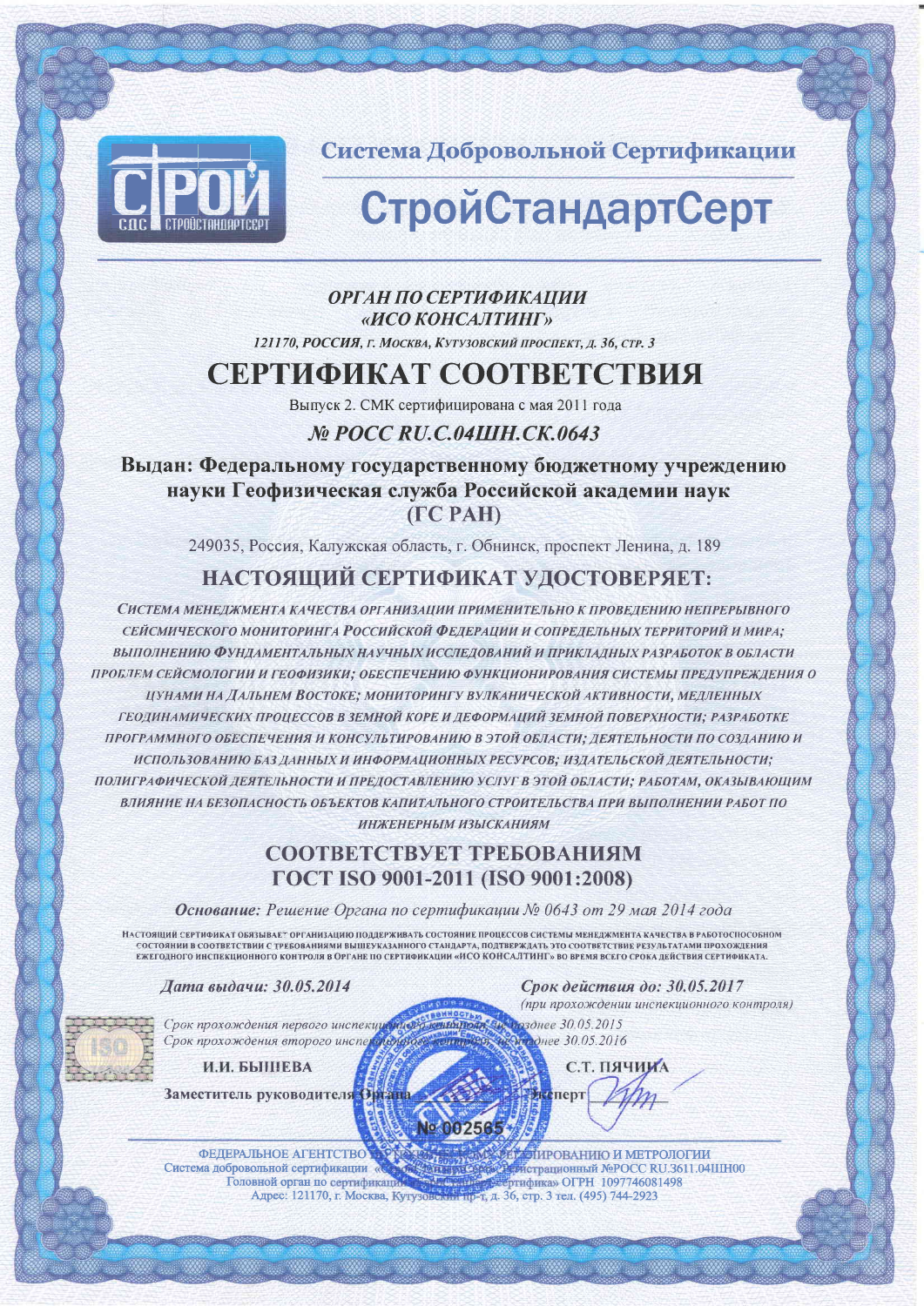СДС СТРОЙСТАНДАРТСЕРТ

## Система Добровольной Сертификации

# СтройСтандартСерт

***ОРГАН ПО СЕРТИФИКАЦИИ «ИСО КОНСАЛТИНГ»***

***121170, РОССИЯ, г. Москва, Кутузовский проспект, д. 36, стр. 3***

# СЕРТИФИКАТ СООТВЕТСТВИЯ

Выпуск 2. СМК сертифицирована с мая 2011 года

***№ РОСС RU.C.04ШН.СК.0643***

**Выдан: Федеральному государственному бюджетному учреждению науки Геофизическая служба Российской академии наук (ГС РАН)**

249035, Россия, Калужская область, г. Обнинск, проспект Ленина, д. 189

## НАСТОЯЩИЙ СЕРТИФИКАТ УДОСТОВЕРЯЕТ:

*СИСТЕМА МЕНЕДЖМЕНТА КАЧЕСТВА ОРГАНИЗАЦИИ ПРИМЕНИТЕЛЬНО К ПРОВЕДЕНИЮ НЕПРЕРЫВНОГО СЕЙСМИЧЕСКОГО МОНИТОРИНГА РОССИЙСКОЙ ФЕДЕРАЦИИ И СОПРЕДЕЛЬНЫХ ТЕРРИТОРИЙ И МИРА; ВЫПОЛНЕНИЮ ФУНДАМЕНТАЛЬНЫХ НАУЧНЫХ ИССЛЕДОВАНИЙ И ПРИКЛАДНЫХ РАЗРАБОТОК В ОБЛАСТИ ПРОБЛЕМ СЕЙСМОЛОГИИ И ГЕОФИЗИКИ; ОБЕСПЕЧЕНИЮ ФУНКЦИОНИРОВАНИЯ СИСТЕМЫ ПРЕДУПРЕЖДЕНИЯ О ЦУНАМИ НА ДАЛЬНЕМ ВОСТОКЕ; МОНИТОРИНГУ ВУЛКАНИЧЕСКОЙ АКТИВНОСТИ, МЕДЛЕННЫХ ГЕОДИНАМИЧЕСКИХ ПРОЦЕССОВ В ЗЕМНОЙ КОРЕ И ДЕФОРМАЦИЙ ЗЕМНОЙ ПОВЕРХНОСТИ; РАЗРАБОТКЕ ПРОГРАММНОГО ОБЕСПЕЧЕНИЯ И КОНСУЛЬТИРОВАНИЮ В ЭТОЙ ОБЛАСТИ; ДЕЯТЕЛЬНОСТИ ПО СОЗДАНИЮ И ИСПОЛЬЗОВАНИЮ БАЗ ДАННЫХ И ИНФОРМАЦИОННЫХ РЕСУРСОВ; ИЗДАТЕЛЬСКОЙ ДЕЯТЕЛЬНОСТИ; ПОЛИГРАФИЧЕСКОЙ ДЕЯТЕЛЬНОСТИ И ПРЕДОСТАВЛЕНИЮ УСЛУГ В ЭТОЙ ОБЛАСТИ; РАБОТАМ, ОКАЗЫВАЮЩИМ ВЛИЯНИЕ НА БЕЗОПАСНОСТЬ ОБЪЕКТОВ КАПИТАЛЬНОГО СТРОИТЕЛЬСТВА ПРИ ВЫПОЛНЕНИИ РАБОТ ПО ИНЖЕНЕРНЫМ ИЗЫСКАНИЯМ*

## СООТВЕТСТВУЕТ ТРЕБОВАНИЯМ ГОСТ ISO 9001-2011 (ISO 9001:2008)

***Основание:*** *Решение Органа по сертификации № 0643 от 29 мая 2014 года*

НАСТОЯЩИЙ СЕРТИФИКАТ ОБЯЗЫВАЕТ ОРГАНИЗАЦИЮ ПОДДЕРЖИВАТЬ СОСТОЯНИЕ ПРОЦЕССОВ СИСТЕМЫ МЕНЕДЖМЕНТА КАЧЕСТВА В РАБОТОСПОСОБНОМ СОСТОЯНИИ В СООТВЕТСТВИИ С ТРЕБОВАНИЯМИ ВЫШЕУКАЗАННОГО СТАНДАРТА, ПОДТВЕРЖДАТЬ ЭТО СООТВЕТСТВИЕ РЕЗУЛЬТАТАМИ ПРОХОЖДЕНИЯ ЕЖЕГОДНОГО ИНСПЕКЦИОННОГО КОНТРОЛЯ В ОРГАНЕ ПО СЕРТИФИКАЦИИ «ИСО КОНСАЛТИНГ» ВО ВРЕМЯ ВСЕГО СРОКА ДЕЙСТВИЯ СЕРТИФИКАТА.

***Дата выдачи: 30.05.2014***

***Срок действия до: 30.05.2017***
*(при прохождении инспекционного контроля)*

*Срок прохождения первого инспекционного контроля: не позднее 30.05.2015*
*Срок прохождения второго инспекционного контроля: не позднее 30.05.2016*

**И.И. БЫШЕВА**
**Заместитель руководителя Органа**

**С.Т. ПЯЧИНА**
**Эксперт**

№ 002565

ФЕДЕРАЛЬНОЕ АГЕНТСТВО ПО ТЕХНИЧЕСКОМУ РЕГУЛИРОВАНИЮ И МЕТРОЛОГИИ
Система добровольной сертификации «СтройСтандартСерт» Регистрационный №РОСС RU.3611.04ШН00
Головной орган по сертификации «СтройСтандартСертифика» ОГРН 1097746081498
Адрес: 121170, г. Москва, Кутузовский пр-т, д. 36, стр. 3 тел. (495) 744-2923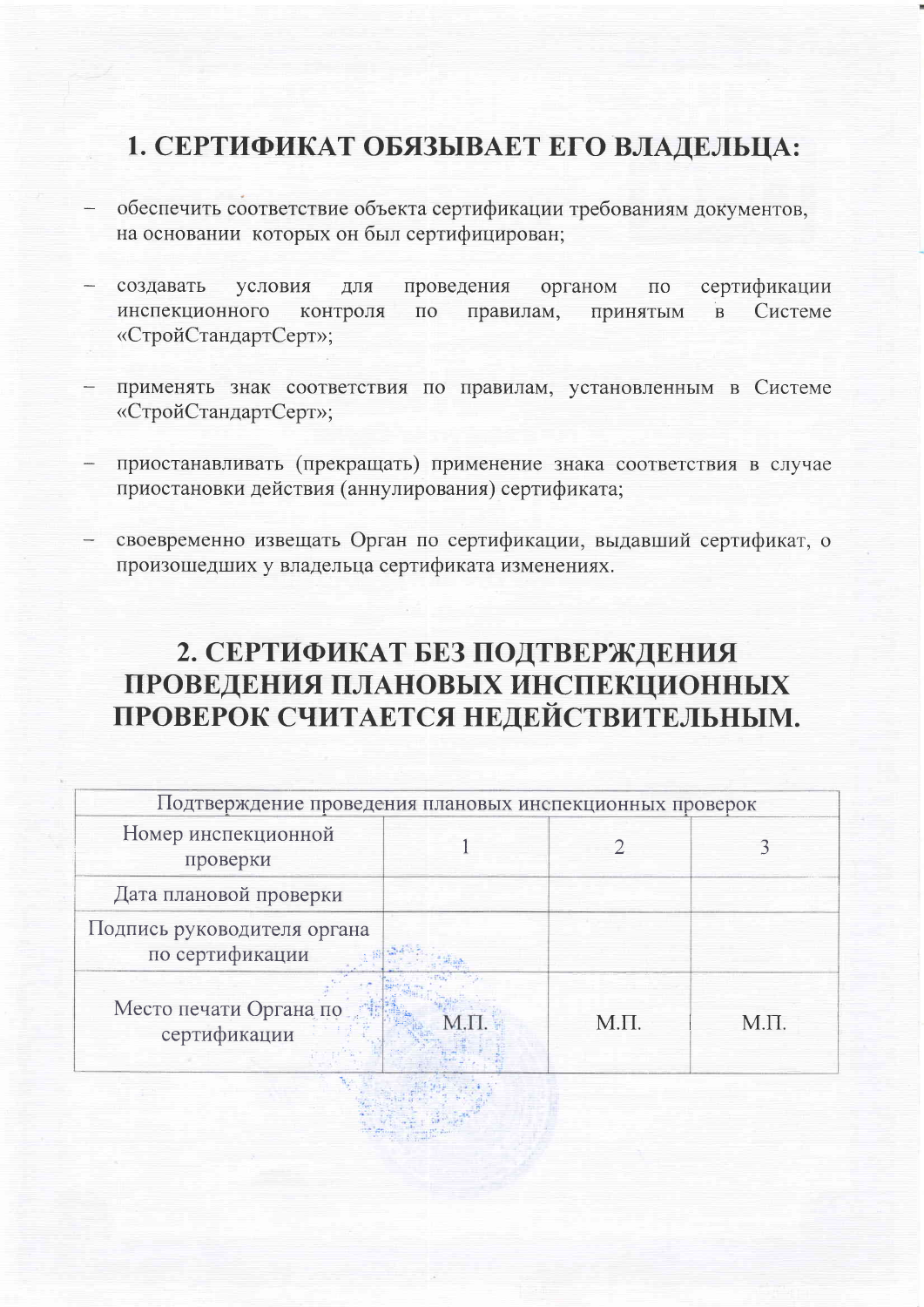# 1. СЕРТИФИКАТ ОБЯЗЫВАЕТ ЕГО ВЛАДЕЛЬЦА:

- обеспечить соответствие объекта сертификации требованиям документов, на основании которых он был сертифицирован;
- создавать условия для проведения органом по сертификации инспекционного контроля по правилам, принятым в Системе «СтройСтандартСерт»;
- применять знак соответствия по правилам, установленным в Системе «СтройСтандартСерт»;
- приостанавливать (прекращать) применение знака соответствия в случае приостановки действия (аннулирования) сертификата;
- своевременно извещать Орган по сертификации, выдавший сертификат, о произошедших у владельца сертификата изменениях.

# 2. СЕРТИФИКАТ БЕЗ ПОДТВЕРЖДЕНИЯ ПРОВЕДЕНИЯ ПЛАНОВЫХ ИНСПЕКЦИОННЫХ ПРОВЕРОК СЧИТАЕТСЯ НЕДЕЙСТВИТЕЛЬНЫМ.

| Подтверждение проведения плановых инспекционных проверок | | | |
|---|---|---|---|
| Номер инспекционной проверки | 1 | 2 | 3 |
| Дата плановой проверки | | | |
| Подпись руководителя органа по сертификации | | | |
| Место печати Органа по сертификации | М.П. | М.П. | М.П. |